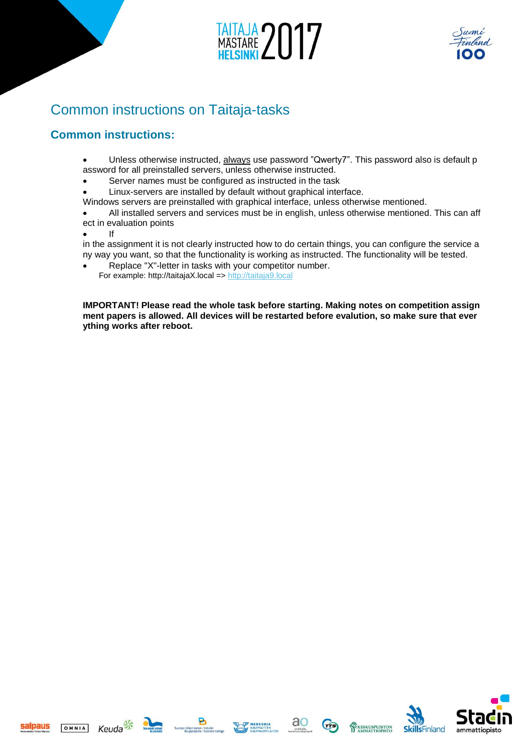# Common instructions on Taitaja-tasks

## Common instructions:

- Unless otherwise instructed, always use password "Qwerty7". This password also is default password for all preinstalled servers, unless otherwise instructed.
- Server names must be configured as instructed in the task
- Linux-servers are installed by default without graphical interface.

Windows servers are preinstalled with graphical interface, unless otherwise mentioned.

- All installed servers and services must be in english, unless otherwise mentioned. This can affect in evaluation points
- If in the assignment it is not clearly instructed how to do certain things, you can configure the service any way you want, so that the functionality is working as instructed. The functionality will be tested.
- Replace "X"-letter in tasks with your competitor number.
  For example: http://taitajaX.local => http://taitaja9.local

**IMPORTANT! Please read the whole task before starting. Making notes on competition assignment papers is allowed. All devices will be restarted before evalution, so make sure that everything works after reboot.**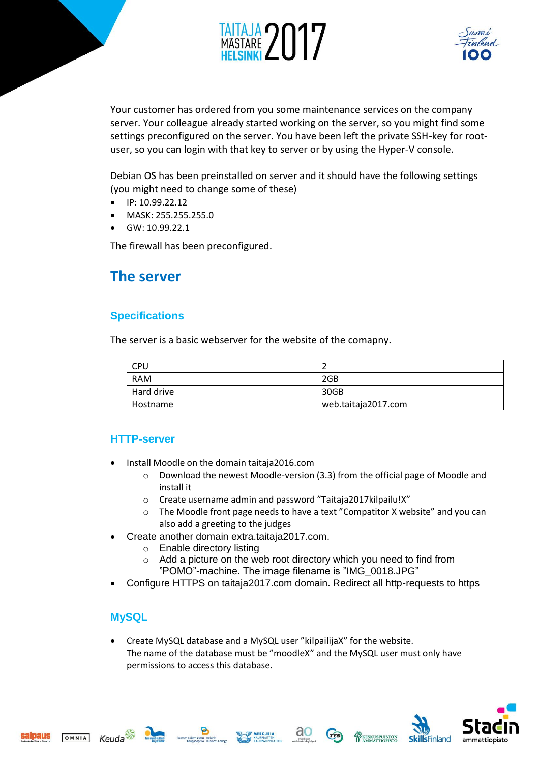Your customer has ordered from you some maintenance services on the company server. Your colleague already started working on the server, so you might find some settings preconfigured on the server. You have been left the private SSH-key for root-user, so you can login with that key to server or by using the Hyper-V console.

Debian OS has been preinstalled on server and it should have the following settings (you might need to change some of these)

- IP: 10.99.22.12
- MASK: 255.255.255.0
- GW: 10.99.22.1

The firewall has been preconfigured.

## The server

### Specifications

The server is a basic webserver for the website of the comapny.

| CPU | 2 |
|---|---|
| RAM | 2GB |
| Hard drive | 30GB |
| Hostname | web.taitaja2017.com |

### HTTP-server

- Install Moodle on the domain taitaja2016.com
  - Download the newest Moodle-version (3.3) from the official page of Moodle and install it
  - Create username admin and password ”Taitaja2017kilpailu!X”
  - The Moodle front page needs to have a text ”Compatitor X website” and you can also add a greeting to the judges
- Create another domain extra.taitaja2017.com.
  - Enable directory listing
  - Add a picture on the web root directory which you need to find from ”POMO”-machine. The image filename is ”IMG_0018.JPG”
- Configure HTTPS on taitaja2017.com domain. Redirect all http-requests to https

### MySQL

- Create MySQL database and a MySQL user ”kilpailijaX” for the website.
  The name of the database must be ”moodleX” and the MySQL user must only have permissions to access this database.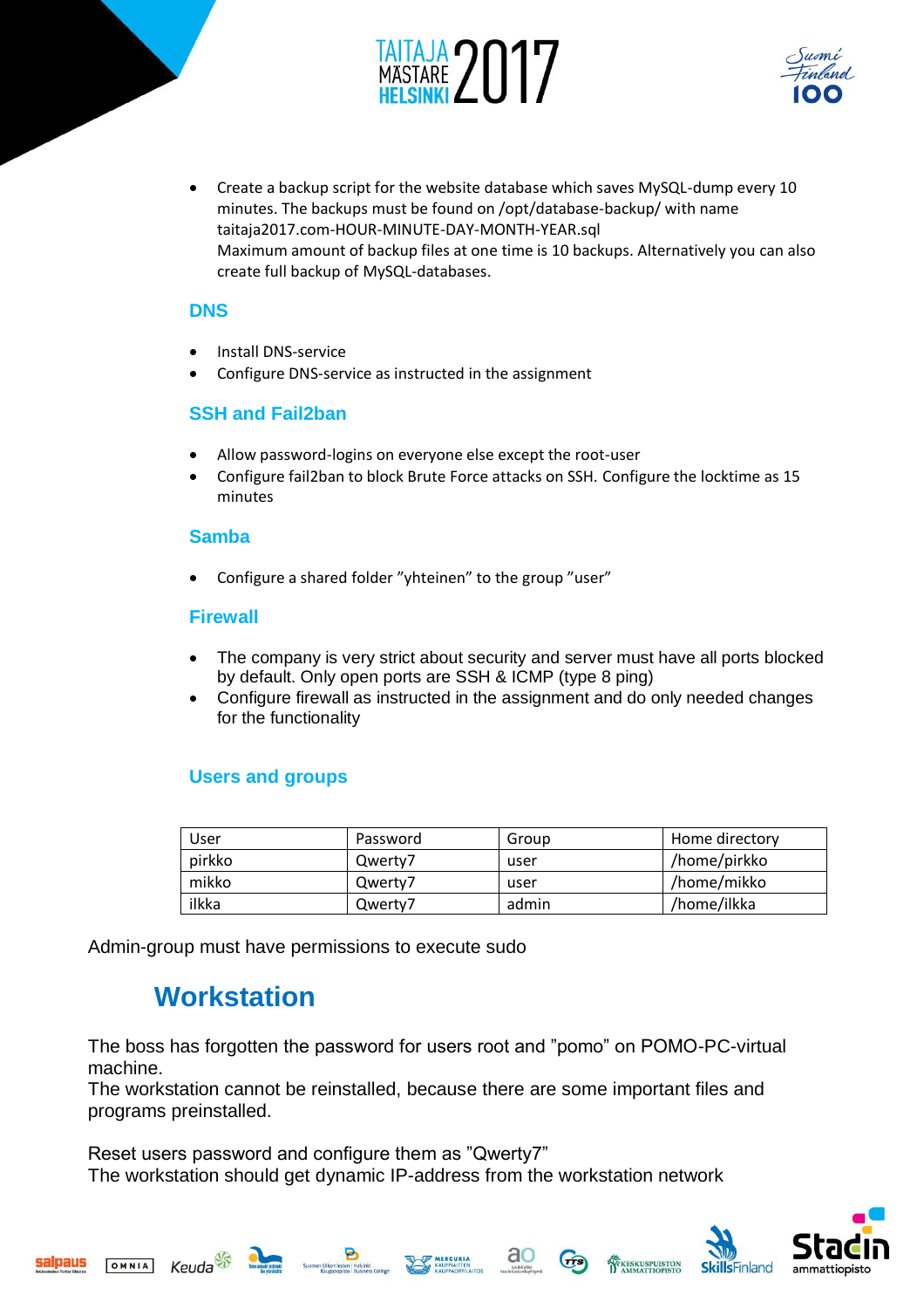- Create a backup script for the website database which saves MySQL-dump every 10 minutes. The backups must be found on /opt/database-backup/ with name taitaja2017.com-HOUR-MINUTE-DAY-MONTH-YEAR.sql
  Maximum amount of backup files at one time is 10 backups. Alternatively you can also create full backup of MySQL-databases.

### DNS

- Install DNS-service
- Configure DNS-service as instructed in the assignment

### SSH and Fail2ban

- Allow password-logins on everyone else except the root-user
- Configure fail2ban to block Brute Force attacks on SSH. Configure the locktime as 15 minutes

### Samba

- Configure a shared folder ”yhteinen” to the group ”user”

### Firewall

- The company is very strict about security and server must have all ports blocked by default. Only open ports are SSH & ICMP (type 8 ping)
- Configure firewall as instructed in the assignment and do only needed changes for the functionality

### Users and groups

| User | Password | Group | Home directory |
|---|---|---|---|
| pirkko | Qwerty7 | user | /home/pirkko |
| mikko | Qwerty7 | user | /home/mikko |
| ilkka | Qwerty7 | admin | /home/ilkka |

Admin-group must have permissions to execute sudo

## Workstation

The boss has forgotten the password for users root and ”pomo” on POMO-PC-virtual machine.
The workstation cannot be reinstalled, because there are some important files and programs preinstalled.

Reset users password and configure them as ”Qwerty7”
The workstation should get dynamic IP-address from the workstation network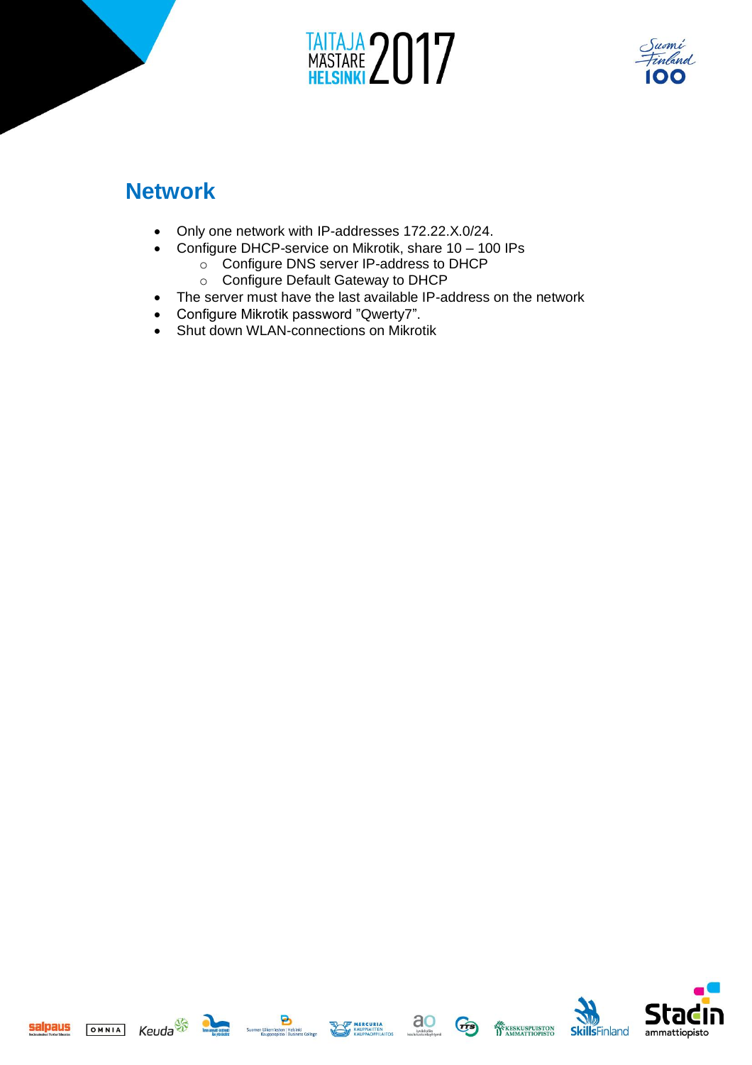## Network

- Only one network with IP-addresses 172.22.X.0/24.
- Configure DHCP-service on Mikrotik, share 10 – 100 IPs
  - Configure DNS server IP-address to DHCP
  - Configure Default Gateway to DHCP
- The server must have the last available IP-address on the network
- Configure Mikrotik password ”Qwerty7”.
- Shut down WLAN-connections on Mikrotik